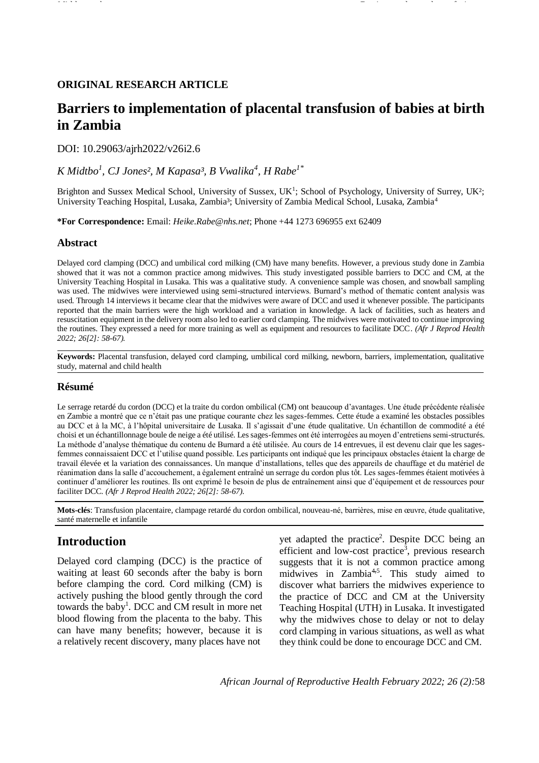**ORIGINAL RESEARCH ARTICLE**

# Barriers to implementation of placental transfusion of babies at birth in Zambia

DOI: 10.29063/ajrh2022/v26i2.6

*K Midtbo[1], CJ Jones[2], M Kapasa[3], B Vwalika[4], H Rabe[1*]*

Brighton and Sussex Medical School, University of Sussex, UK[1]; School of Psychology, University of Surrey, UK[2]; University Teaching Hospital, Lusaka, Zambia[3]; University of Zambia Medical School, Lusaka, Zambia[4]

**\*For Correspondence:** Email: *Heike.Rabe@nhs.net*; Phone +44 1273 696955 ext 62409

## Abstract

Delayed cord clamping (DCC) and umbilical cord milking (CM) have many benefits. However, a previous study done in Zambia showed that it was not a common practice among midwives. This study investigated possible barriers to DCC and CM, at the University Teaching Hospital in Lusaka. This was a qualitative study. A convenience sample was chosen, and snowball sampling was used. The midwives were interviewed using semi-structured interviews. Burnard's method of thematic content analysis was used. Through 14 interviews it became clear that the midwives were aware of DCC and used it whenever possible. The participants reported that the main barriers were the high workload and a variation in knowledge. A lack of facilities, such as heaters and resuscitation equipment in the delivery room also led to earlier cord clamping. The midwives were motivated to continue improving the routines. They expressed a need for more training as well as equipment and resources to facilitate DCC. *(Afr J Reprod Health 2022; 26[2]: 58-67).*

**Keywords:** Placental transfusion, delayed cord clamping, umbilical cord milking, newborn, barriers, implementation, qualitative study, maternal and child health

## Résumé

Le serrage retardé du cordon (DCC) et la traite du cordon ombilical (CM) ont beaucoup d'avantages. Une étude précédente réalisée en Zambie a montré que ce n'était pas une pratique courante chez les sages-femmes. Cette étude a examiné les obstacles possibles au DCC et à la MC, à l'hôpital universitaire de Lusaka. Il s'agissait d'une étude qualitative. Un échantillon de commodité a été choisi et un échantillonnage boule de neige a été utilisé. Les sages-femmes ont été interrogées au moyen d'entretiens semi-structurés. La méthode d'analyse thématique du contenu de Burnard a été utilisée. Au cours de 14 entrevues, il est devenu clair que les sages-femmes connaissaient DCC et l'utilise quand possible. Les participants ont indiqué que les principaux obstacles étaient la charge de travail élevée et la variation des connaissances. Un manque d'installations, telles que des appareils de chauffage et du matériel de réanimation dans la salle d'accouchement, a également entraîné un serrage du cordon plus tôt. Les sages-femmes étaient motivées à continuer d'améliorer les routines. Ils ont exprimé le besoin de plus de entraînement ainsi que d'équipement et de ressources pour faciliter DCC. *(Afr J Reprod Health 2022; 26[2]: 58-67).*

**Mots-clés**: Transfusion placentaire, clampage retardé du cordon ombilical, nouveau-né, barrières, mise en œuvre, étude qualitative, santé maternelle et infantile

## Introduction

Delayed cord clamping (DCC) is the practice of waiting at least 60 seconds after the baby is born before clamping the cord. Cord milking (CM) is actively pushing the blood gently through the cord towards the baby[1]. DCC and CM result in more net blood flowing from the placenta to the baby. This can have many benefits; however, because it is a relatively recent discovery, many places have not yet adapted the practice[2]. Despite DCC being an efficient and low-cost practice[3], previous research suggests that it is not a common practice among midwives in Zambia[4,5]. This study aimed to discover what barriers the midwives experience to the practice of DCC and CM at the University Teaching Hospital (UTH) in Lusaka. It investigated why the midwives chose to delay or not to delay cord clamping in various situations, as well as what they think could be done to encourage DCC and CM.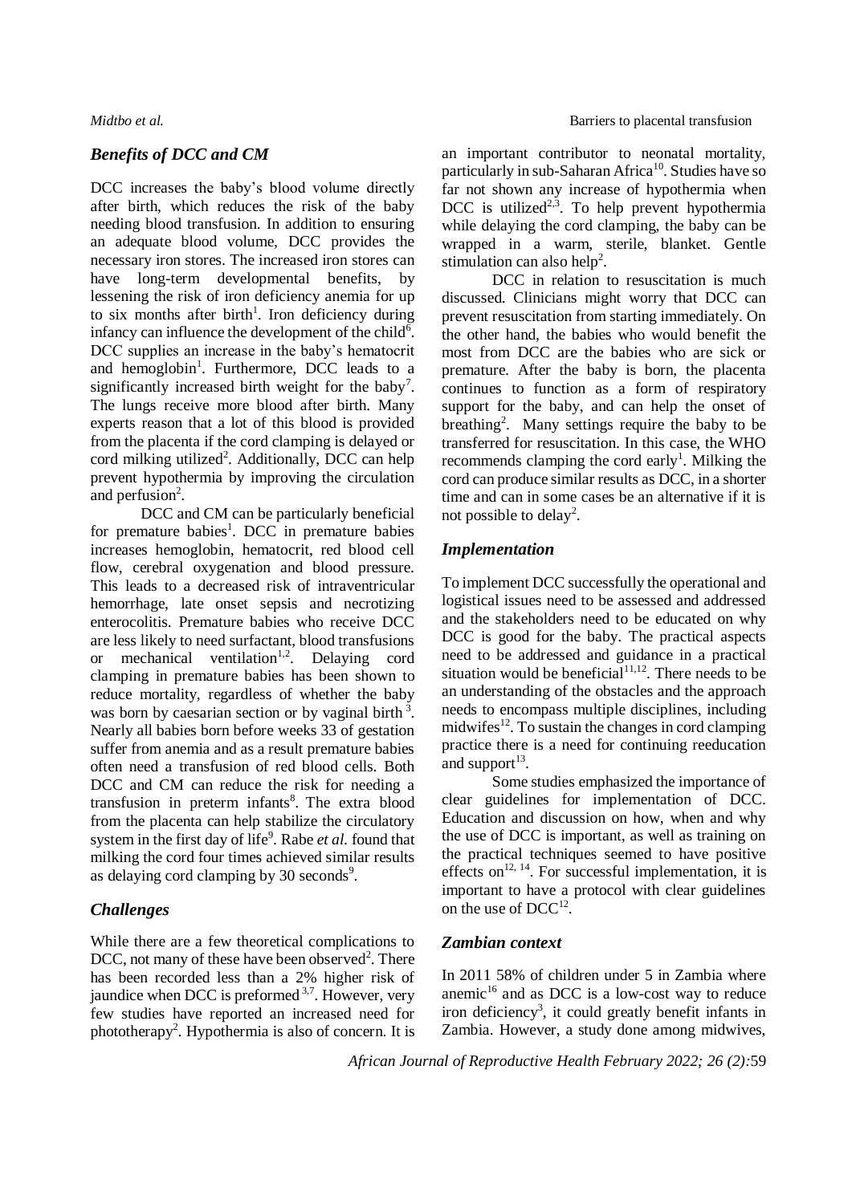## *Benefits of DCC and CM*

DCC increases the baby's blood volume directly after birth, which reduces the risk of the baby needing blood transfusion. In addition to ensuring an adequate blood volume, DCC provides the necessary iron stores. The increased iron stores can have long-term developmental benefits, by lessening the risk of iron deficiency anemia for up to six months after birth[1]. Iron deficiency during infancy can influence the development of the child[6]. DCC supplies an increase in the baby's hematocrit and hemoglobin[1]. Furthermore, DCC leads to a significantly increased birth weight for the baby[7]. The lungs receive more blood after birth. Many experts reason that a lot of this blood is provided from the placenta if the cord clamping is delayed or cord milking utilized[2]. Additionally, DCC can help prevent hypothermia by improving the circulation and perfusion[2].

DCC and CM can be particularly beneficial for premature babies[1]. DCC in premature babies increases hemoglobin, hematocrit, red blood cell flow, cerebral oxygenation and blood pressure. This leads to a decreased risk of intraventricular hemorrhage, late onset sepsis and necrotizing enterocolitis. Premature babies who receive DCC are less likely to need surfactant, blood transfusions or mechanical ventilation[1,2]. Delaying cord clamping in premature babies has been shown to reduce mortality, regardless of whether the baby was born by caesarian section or by vaginal birth [3]. Nearly all babies born before weeks 33 of gestation suffer from anemia and as a result premature babies often need a transfusion of red blood cells. Both DCC and CM can reduce the risk for needing a transfusion in preterm infants[8]. The extra blood from the placenta can help stabilize the circulatory system in the first day of life[9]. Rabe *et al.* found that milking the cord four times achieved similar results as delaying cord clamping by 30 seconds[9].

## *Challenges*

While there are a few theoretical complications to DCC, not many of these have been observed[2]. There has been recorded less than a 2% higher risk of jaundice when DCC is preformed [3,7]. However, very few studies have reported an increased need for phototherapy[2]. Hypothermia is also of concern. It is an important contributor to neonatal mortality, particularly in sub-Saharan Africa[10]. Studies have so far not shown any increase of hypothermia when DCC is utilized[2,3]. To help prevent hypothermia while delaying the cord clamping, the baby can be wrapped in a warm, sterile, blanket. Gentle stimulation can also help[2].

DCC in relation to resuscitation is much discussed. Clinicians might worry that DCC can prevent resuscitation from starting immediately. On the other hand, the babies who would benefit the most from DCC are the babies who are sick or premature. After the baby is born, the placenta continues to function as a form of respiratory support for the baby, and can help the onset of breathing[2]. Many settings require the baby to be transferred for resuscitation. In this case, the WHO recommends clamping the cord early[1]. Milking the cord can produce similar results as DCC, in a shorter time and can in some cases be an alternative if it is not possible to delay[2].

## *Implementation*

To implement DCC successfully the operational and logistical issues need to be assessed and addressed and the stakeholders need to be educated on why DCC is good for the baby. The practical aspects need to be addressed and guidance in a practical situation would be beneficial[11,12]. There needs to be an understanding of the obstacles and the approach needs to encompass multiple disciplines, including midwifes[12]. To sustain the changes in cord clamping practice there is a need for continuing reeducation and support[13].

Some studies emphasized the importance of clear guidelines for implementation of DCC. Education and discussion on how, when and why the use of DCC is important, as well as training on the practical techniques seemed to have positive effects on[12, 14]. For successful implementation, it is important to have a protocol with clear guidelines on the use of DCC[12].

## *Zambian context*

In 2011 58% of children under 5 in Zambia where anemic[16] and as DCC is a low-cost way to reduce iron deficiency[3], it could greatly benefit infants in Zambia. However, a study done among midwives,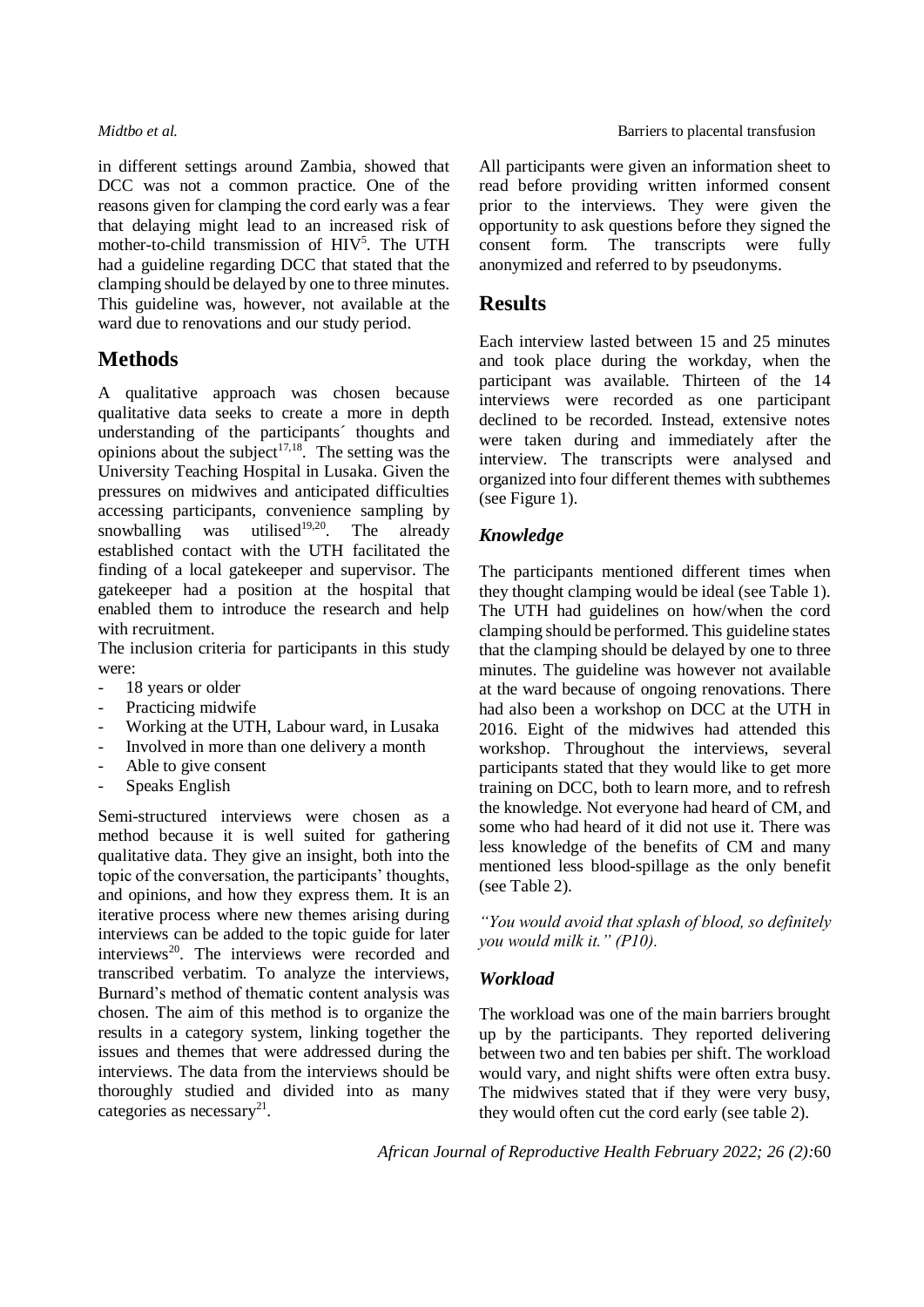in different settings around Zambia, showed that DCC was not a common practice. One of the reasons given for clamping the cord early was a fear that delaying might lead to an increased risk of mother-to-child transmission of HIV[5]. The UTH had a guideline regarding DCC that stated that the clamping should be delayed by one to three minutes. This guideline was, however, not available at the ward due to renovations and our study period.

## Methods

A qualitative approach was chosen because qualitative data seeks to create a more in depth understanding of the participants´ thoughts and opinions about the subject[17,18]. The setting was the University Teaching Hospital in Lusaka. Given the pressures on midwives and anticipated difficulties accessing participants, convenience sampling by snowballing was utilised[19,20]. The already established contact with the UTH facilitated the finding of a local gatekeeper and supervisor. The gatekeeper had a position at the hospital that enabled them to introduce the research and help with recruitment.

The inclusion criteria for participants in this study were:

- 18 years or older
- Practicing midwife
- Working at the UTH, Labour ward, in Lusaka
- Involved in more than one delivery a month
- Able to give consent
- Speaks English

Semi-structured interviews were chosen as a method because it is well suited for gathering qualitative data. They give an insight, both into the topic of the conversation, the participants' thoughts, and opinions, and how they express them. It is an iterative process where new themes arising during interviews can be added to the topic guide for later interviews[20]. The interviews were recorded and transcribed verbatim. To analyze the interviews, Burnard's method of thematic content analysis was chosen. The aim of this method is to organize the results in a category system, linking together the issues and themes that were addressed during the interviews. The data from the interviews should be thoroughly studied and divided into as many categories as necessary[21].

All participants were given an information sheet to read before providing written informed consent prior to the interviews. They were given the opportunity to ask questions before they signed the consent form. The transcripts were fully anonymized and referred to by pseudonyms.

## Results

Each interview lasted between 15 and 25 minutes and took place during the workday, when the participant was available. Thirteen of the 14 interviews were recorded as one participant declined to be recorded. Instead, extensive notes were taken during and immediately after the interview. The transcripts were analysed and organized into four different themes with subthemes (see Figure 1).

### *Knowledge*

The participants mentioned different times when they thought clamping would be ideal (see Table 1). The UTH had guidelines on how/when the cord clamping should be performed. This guideline states that the clamping should be delayed by one to three minutes. The guideline was however not available at the ward because of ongoing renovations. There had also been a workshop on DCC at the UTH in 2016. Eight of the midwives had attended this workshop. Throughout the interviews, several participants stated that they would like to get more training on DCC, both to learn more, and to refresh the knowledge. Not everyone had heard of CM, and some who had heard of it did not use it. There was less knowledge of the benefits of CM and many mentioned less blood-spillage as the only benefit (see Table 2).

*"You would avoid that splash of blood, so definitely you would milk it." (P10).*

### *Workload*

The workload was one of the main barriers brought up by the participants. They reported delivering between two and ten babies per shift. The workload would vary, and night shifts were often extra busy. The midwives stated that if they were very busy, they would often cut the cord early (see table 2).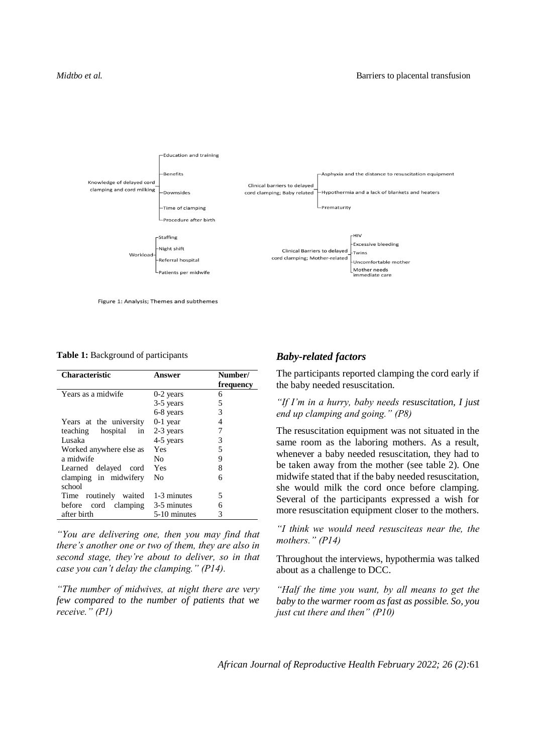- Knowledge of delayed cord clamping and cord milking
  - Education and training
  - Benefits
  - Downsides
  - Time of clamping
  - Procedure after birth
- Clinical barriers to delayed cord clamping; Baby related
  - Asphyxia and the distance to resuscitation equipment
  - Hypothermia and a lack of blankets and heaters
  - Prematurity
- Workload
  - Staffing
  - Night shift
  - Referral hospital
  - Patients per midwife
- Clinical Barriers to delayed cord clamping; Mother-related
  - HIV
  - Excessive bleeding
  - Twins
  - Uncomfortable mother
  - Mother needs immediate care

Figure 1: Analysis; Themes and subthemes

**Table 1:** Background of participants

| Characteristic | Answer | Number/ frequency |
|---|---|---|
| Years as a midwife | 0-2 years | 6 |
| | 3-5 years | 5 |
| | 6-8 years | 3 |
| Years at the university teaching hospital in Lusaka | 0-1 year | 4 |
| | 2-3 years | 7 |
| | 4-5 years | 3 |
| Worked anywhere else as a midwife | Yes | 5 |
| | No | 9 |
| Learned delayed cord clamping in midwifery school | Yes | 8 |
| | No | 6 |
| Time routinely waited before cord clamping after birth | 1-3 minutes | 5 |
| | 3-5 minutes | 6 |
| | 5-10 minutes | 3 |

*"You are delivering one, then you may find that there's another one or two of them, they are also in second stage, they're about to deliver, so in that case you can't delay the clamping." (P14).*

*"The number of midwives, at night there are very few compared to the number of patients that we receive." (P1)*

### *Baby-related factors*

The participants reported clamping the cord early if the baby needed resuscitation.

*"If I'm in a hurry, baby needs resuscitation, I just end up clamping and going." (P8)*

The resuscitation equipment was not situated in the same room as the laboring mothers. As a result, whenever a baby needed resuscitation, they had to be taken away from the mother (see table 2). One midwife stated that if the baby needed resuscitation, she would milk the cord once before clamping. Several of the participants expressed a wish for more resuscitation equipment closer to the mothers.

*"I think we would need resusciteas near the, the mothers." (P14)*

Throughout the interviews, hypothermia was talked about as a challenge to DCC.

*"Half the time you want, by all means to get the baby to the warmer room as fast as possible. So, you just cut there and then" (P10)*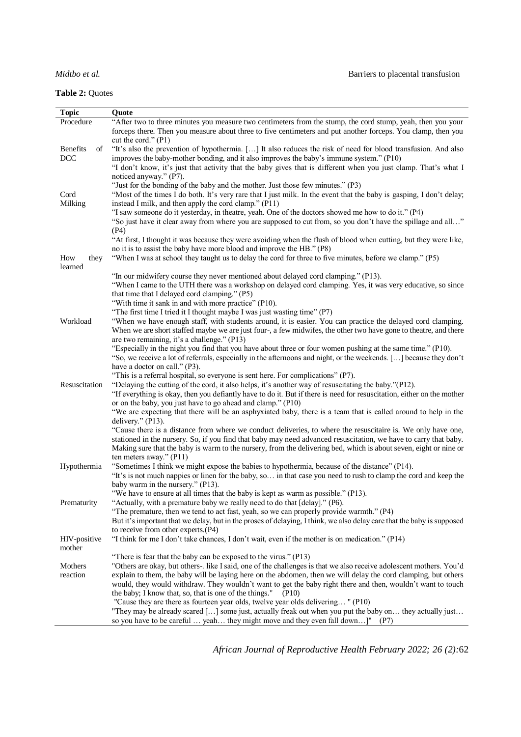**Table 2:** Quotes

| Topic | Quote |
|---|---|
| Procedure | "After two to three minutes you measure two centimeters from the stump, the cord stump, yeah, then you your forceps there. Then you measure about three to five centimeters and put another forceps. You clamp, then you cut the cord." (P1) |
| Benefits of DCC | "It's also the prevention of hypothermia. […] It also reduces the risk of need for blood transfusion. And also improves the baby-mother bonding, and it also improves the baby's immune system." (P10) |
| | "I don't know, it's just that activity that the baby gives that is different when you just clamp. That's what I noticed anyway." (P7). |
| | "Just for the bonding of the baby and the mother. Just those few minutes." (P3) |
| Cord Milking | "Most of the times I do both. It's very rare that I just milk. In the event that the baby is gasping, I don't delay; instead I milk, and then apply the cord clamp." (P11) |
| | "I saw someone do it yesterday, in theatre, yeah. One of the doctors showed me how to do it." (P4) |
| | "So just have it clear away from where you are supposed to cut from, so you don't have the spillage and all…" (P4) |
| | "At first, I thought it was because they were avoiding when the flush of blood when cutting, but they were like, no it is to assist the baby have more blood and improve the HB." (P8) |
| How they learned | "When I was at school they taught us to delay the cord for three to five minutes, before we clamp." (P5) |
| | "In our midwifery course they never mentioned about delayed cord clamping." (P13). |
| | "When I came to the UTH there was a workshop on delayed cord clamping. Yes, it was very educative, so since that time that I delayed cord clamping." (P5) |
| | "With time it sank in and with more practice" (P10). |
| | "The first time I tried it I thought maybe I was just wasting time" (P7) |
| Workload | "When we have enough staff, with students around, it is easier. You can practice the delayed cord clamping. When we are short staffed maybe we are just four-, a few midwifes, the other two have gone to theatre, and there are two remaining, it's a challenge." (P13) |
| | "Especially in the night you find that you have about three or four women pushing at the same time." (P10). |
| | "So, we receive a lot of referrals, especially in the afternoons and night, or the weekends. […] because they don't have a doctor on call." (P3). |
| | "This is a referral hospital, so everyone is sent here. For complications" (P7). |
| Resuscitation | "Delaying the cutting of the cord, it also helps, it's another way of resuscitating the baby."(P12). |
| | "If everything is okay, then you defiantly have to do it. But if there is need for resuscitation, either on the mother or on the baby, you just have to go ahead and clamp." (P10) |
| | "We are expecting that there will be an asphyxiated baby, there is a team that is called around to help in the delivery." (P13). |
| | "Cause there is a distance from where we conduct deliveries, to where the resuscitaire is. We only have one, stationed in the nursery. So, if you find that baby may need advanced resuscitation, we have to carry that baby. Making sure that the baby is warm to the nursery, from the delivering bed, which is about seven, eight or nine or ten meters away." (P11) |
| Hypothermia | "Sometimes I think we might expose the babies to hypothermia, because of the distance" (P14). |
| | "It's is not much nappies or linen for the baby, so… in that case you need to rush to clamp the cord and keep the baby warm in the nursery." (P13). |
| | "We have to ensure at all times that the baby is kept as warm as possible." (P13). |
| Prematurity | "Actually, with a premature baby we really need to do that [delay]." (P6). |
| | "The premature, then we tend to act fast, yeah, so we can properly provide warmth." (P4) |
| | But it's important that we delay, but in the proses of delaying, I think, we also delay care that the baby is supposed to receive from other experts.(P4) |
| HIV-positive mother | "I think for me I don't take chances, I don't wait, even if the mother is on medication." (P14) |
| | "There is fear that the baby can be exposed to the virus." (P13) |
| Mothers reaction | "Others are okay, but others-. like I said, one of the challenges is that we also receive adolescent mothers. You'd explain to them, the baby will be laying here on the abdomen, then we will delay the cord clamping, but others would, they would withdraw. They wouldn't want to get the baby right there and then, wouldn't want to touch the baby; I know that, so, that is one of the things." (P10) |
| | "Cause they are there as fourteen year olds, twelve year olds delivering… " (P10) |
| | "They may be already scared […] some just, actually freak out when you put the baby on… they actually just… so you have to be careful … yeah… they might move and they even fall down…]" (P7) |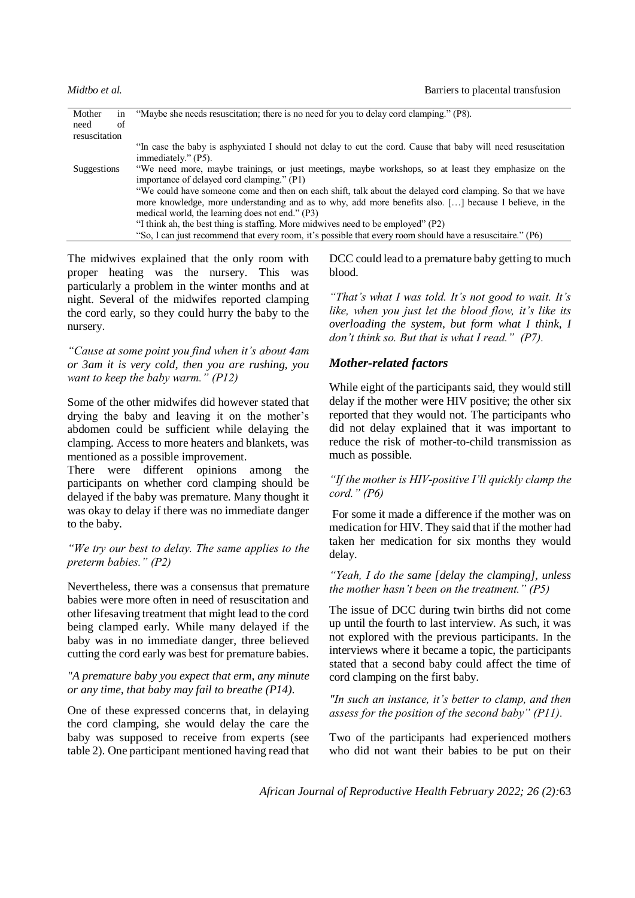| | |
|---|---|
| Mother in need of resuscitation | "Maybe she needs resuscitation; there is no need for you to delay cord clamping." (P8). |
| | "In case the baby is asphyxiated I should not delay to cut the cord. Cause that baby will need resuscitation immediately." (P5). |
| Suggestions | "We need more, maybe trainings, or just meetings, maybe workshops, so at least they emphasize on the importance of delayed cord clamping." (P1) |
| | "We could have someone come and then on each shift, talk about the delayed cord clamping. So that we have more knowledge, more understanding and as to why, add more benefits also. […] because I believe, in the medical world, the learning does not end." (P3) |
| | "I think ah, the best thing is staffing. More midwives need to be employed" (P2) |
| | "So, I can just recommend that every room, it's possible that every room should have a resuscitaire." (P6) |

The midwives explained that the only room with proper heating was the nursery. This was particularly a problem in the winter months and at night. Several of the midwifes reported clamping the cord early, so they could hurry the baby to the nursery.

*"Cause at some point you find when it's about 4am or 3am it is very cold, then you are rushing, you want to keep the baby warm." (P12)*

Some of the other midwifes did however stated that drying the baby and leaving it on the mother's abdomen could be sufficient while delaying the clamping. Access to more heaters and blankets, was mentioned as a possible improvement.

There were different opinions among the participants on whether cord clamping should be delayed if the baby was premature. Many thought it was okay to delay if there was no immediate danger to the baby.

*"We try our best to delay. The same applies to the preterm babies." (P2)*

Nevertheless, there was a consensus that premature babies were more often in need of resuscitation and other lifesaving treatment that might lead to the cord being clamped early. While many delayed if the baby was in no immediate danger, three believed cutting the cord early was best for premature babies.

*"A premature baby you expect that erm, any minute or any time, that baby may fail to breathe (P14).*

One of these expressed concerns that, in delaying the cord clamping, she would delay the care the baby was supposed to receive from experts (see table 2). One participant mentioned having read that DCC could lead to a premature baby getting to much blood.

*"That's what I was told. It's not good to wait. It's like, when you just let the blood flow, it's like its overloading the system, but form what I think, I don't think so. But that is what I read." (P7).*

### *Mother-related factors*

While eight of the participants said, they would still delay if the mother were HIV positive; the other six reported that they would not. The participants who did not delay explained that it was important to reduce the risk of mother-to-child transmission as much as possible.

*"If the mother is HIV-positive I'll quickly clamp the cord." (P6)*

For some it made a difference if the mother was on medication for HIV. They said that if the mother had taken her medication for six months they would delay.

*"Yeah, I do the same [delay the clamping], unless the mother hasn't been on the treatment." (P5)*

The issue of DCC during twin births did not come up until the fourth to last interview. As such, it was not explored with the previous participants. In the interviews where it became a topic, the participants stated that a second baby could affect the time of cord clamping on the first baby.

*"In such an instance, it's better to clamp, and then assess for the position of the second baby" (P11).*

Two of the participants had experienced mothers who did not want their babies to be put on their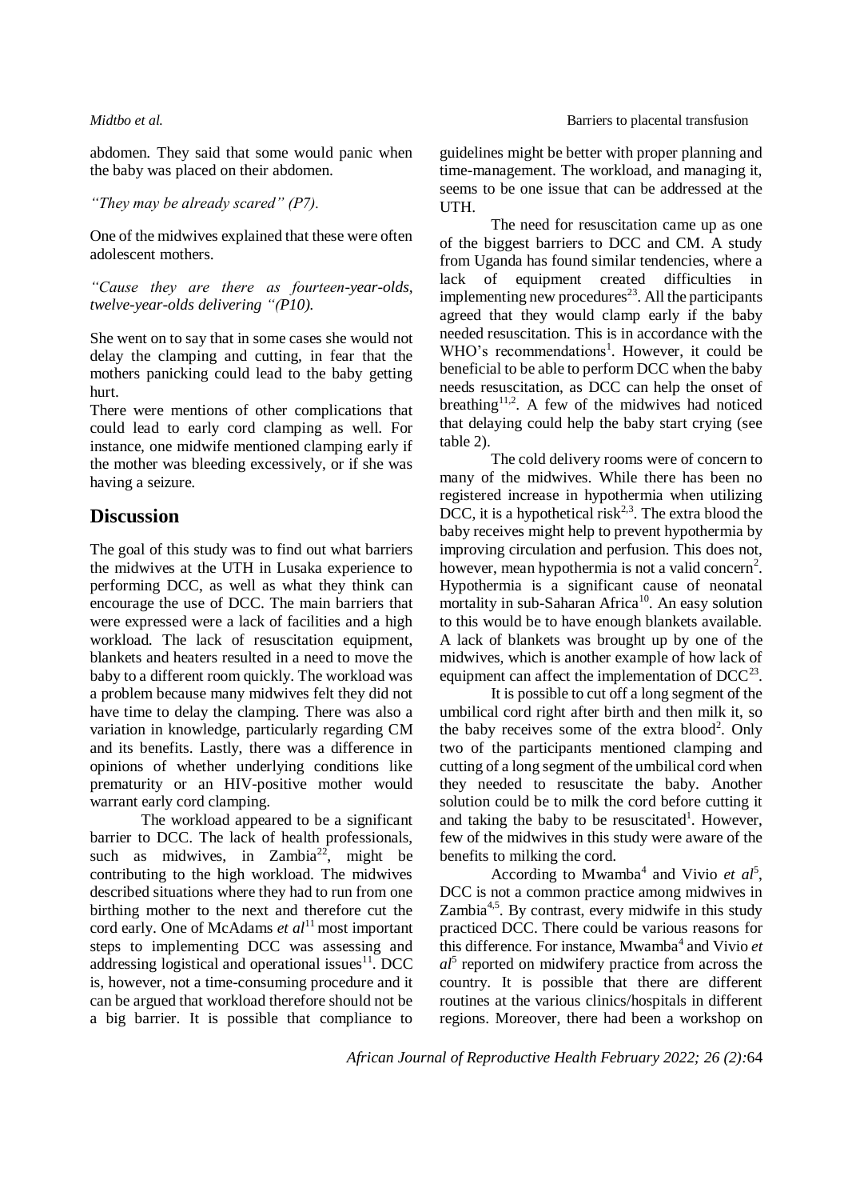abdomen. They said that some would panic when the baby was placed on their abdomen.

*"They may be already scared" (P7).*

One of the midwives explained that these were often adolescent mothers.

***"Cause they are there as fourteen-year-olds, twelve-year-olds delivering "(P10).***

She went on to say that in some cases she would not delay the clamping and cutting, in fear that the mothers panicking could lead to the baby getting hurt.

There were mentions of other complications that could lead to early cord clamping as well. For instance, one midwife mentioned clamping early if the mother was bleeding excessively, or if she was having a seizure.

## Discussion

The goal of this study was to find out what barriers the midwives at the UTH in Lusaka experience to performing DCC, as well as what they think can encourage the use of DCC. The main barriers that were expressed were a lack of facilities and a high workload. The lack of resuscitation equipment, blankets and heaters resulted in a need to move the baby to a different room quickly. The workload was a problem because many midwives felt they did not have time to delay the clamping. There was also a variation in knowledge, particularly regarding CM and its benefits. Lastly, there was a difference in opinions of whether underlying conditions like prematurity or an HIV-positive mother would warrant early cord clamping.

The workload appeared to be a significant barrier to DCC. The lack of health professionals, such as midwives, in Zambia[22], might be contributing to the high workload. The midwives described situations where they had to run from one birthing mother to the next and therefore cut the cord early. One of McAdams *et al*[11] most important steps to implementing DCC was assessing and addressing logistical and operational issues[11]. DCC is, however, not a time-consuming procedure and it can be argued that workload therefore should not be a big barrier. It is possible that compliance to guidelines might be better with proper planning and time-management. The workload, and managing it, seems to be one issue that can be addressed at the UTH.

The need for resuscitation came up as one of the biggest barriers to DCC and CM. A study from Uganda has found similar tendencies, where a lack of equipment created difficulties in implementing new procedures[23]. All the participants agreed that they would clamp early if the baby needed resuscitation. This is in accordance with the WHO's recommendations[1]. However, it could be beneficial to be able to perform DCC when the baby needs resuscitation, as DCC can help the onset of breathing[11,2]. A few of the midwives had noticed that delaying could help the baby start crying (see table 2).

The cold delivery rooms were of concern to many of the midwives. While there has been no registered increase in hypothermia when utilizing DCC, it is a hypothetical risk[2,3]. The extra blood the baby receives might help to prevent hypothermia by improving circulation and perfusion. This does not, however, mean hypothermia is not a valid concern[2]. Hypothermia is a significant cause of neonatal mortality in sub-Saharan Africa[10]. An easy solution to this would be to have enough blankets available. A lack of blankets was brought up by one of the midwives, which is another example of how lack of equipment can affect the implementation of DCC[23].

It is possible to cut off a long segment of the umbilical cord right after birth and then milk it, so the baby receives some of the extra blood[2]. Only two of the participants mentioned clamping and cutting of a long segment of the umbilical cord when they needed to resuscitate the baby. Another solution could be to milk the cord before cutting it and taking the baby to be resuscitated[1]. However, few of the midwives in this study were aware of the benefits to milking the cord.

According to Mwamba[4] and Vivio *et al*[5], DCC is not a common practice among midwives in Zambia[4,5]. By contrast, every midwife in this study practiced DCC. There could be various reasons for this difference. For instance, Mwamba[4] and Vivio *et al*[5] reported on midwifery practice from across the country. It is possible that there are different routines at the various clinics/hospitals in different regions. Moreover, there had been a workshop on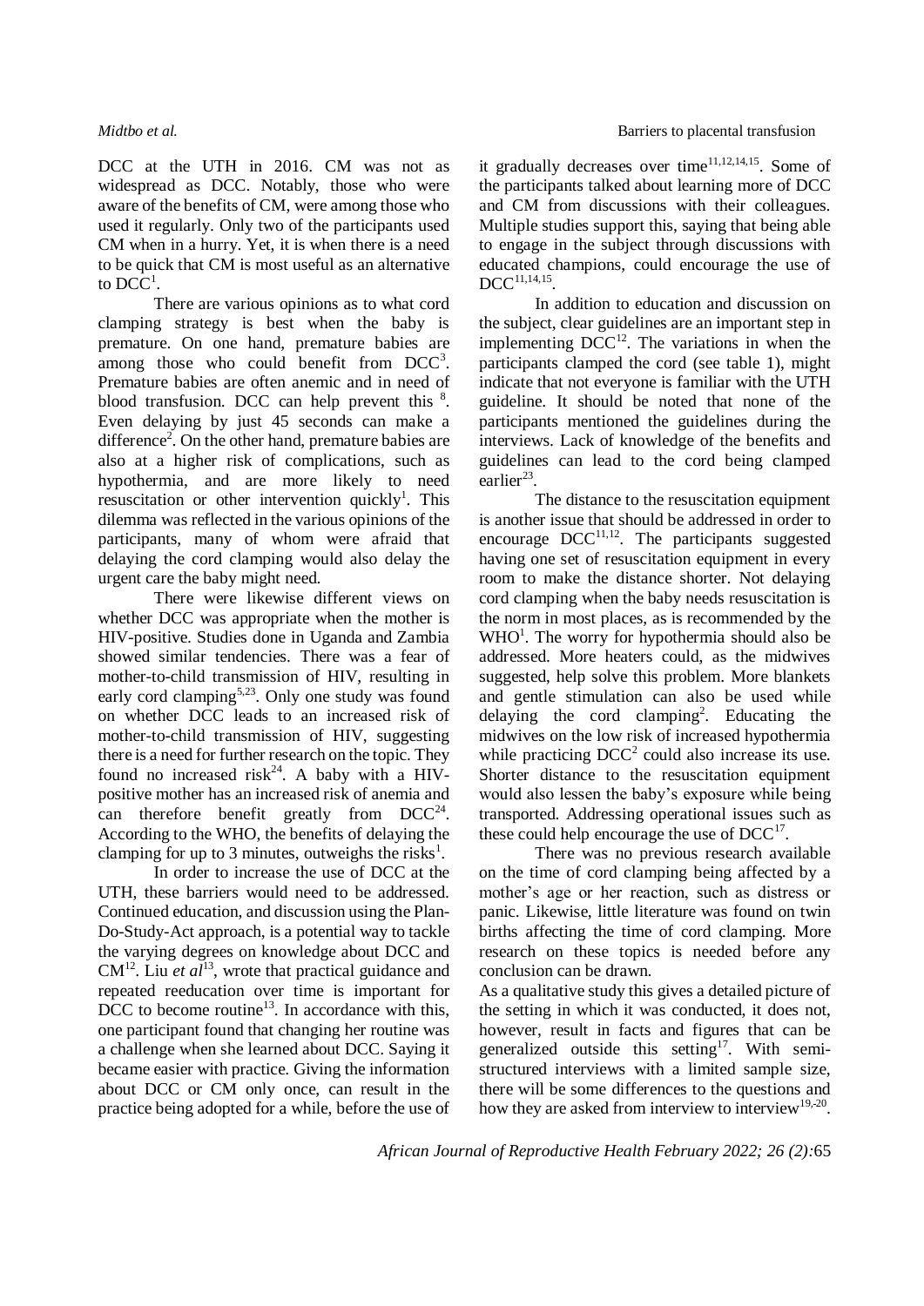DCC at the UTH in 2016. CM was not as widespread as DCC. Notably, those who were aware of the benefits of CM, were among those who used it regularly. Only two of the participants used CM when in a hurry. Yet, it is when there is a need to be quick that CM is most useful as an alternative to DCC[1].

There are various opinions as to what cord clamping strategy is best when the baby is premature. On one hand, premature babies are among those who could benefit from DCC[3]. Premature babies are often anemic and in need of blood transfusion. DCC can help prevent this [8]. Even delaying by just 45 seconds can make a difference[2]. On the other hand, premature babies are also at a higher risk of complications, such as hypothermia, and are more likely to need resuscitation or other intervention quickly[1]. This dilemma was reflected in the various opinions of the participants, many of whom were afraid that delaying the cord clamping would also delay the urgent care the baby might need.

There were likewise different views on whether DCC was appropriate when the mother is HIV-positive. Studies done in Uganda and Zambia showed similar tendencies. There was a fear of mother-to-child transmission of HIV, resulting in early cord clamping[5,23]. Only one study was found on whether DCC leads to an increased risk of mother-to-child transmission of HIV, suggesting there is a need for further research on the topic. They found no increased risk[24]. A baby with a HIV-positive mother has an increased risk of anemia and can therefore benefit greatly from DCC[24]. According to the WHO, the benefits of delaying the clamping for up to 3 minutes, outweighs the risks[1].

In order to increase the use of DCC at the UTH, these barriers would need to be addressed. Continued education, and discussion using the Plan-Do-Study-Act approach, is a potential way to tackle the varying degrees on knowledge about DCC and CM[12]. Liu *et al*[13], wrote that practical guidance and repeated reeducation over time is important for DCC to become routine[13]. In accordance with this, one participant found that changing her routine was a challenge when she learned about DCC. Saying it became easier with practice. Giving the information about DCC or CM only once, can result in the practice being adopted for a while, before the use of it gradually decreases over time[11,12,14,15]. Some of the participants talked about learning more of DCC and CM from discussions with their colleagues. Multiple studies support this, saying that being able to engage in the subject through discussions with educated champions, could encourage the use of DCC[11,14,15].

In addition to education and discussion on the subject, clear guidelines are an important step in implementing DCC[12]. The variations in when the participants clamped the cord (see table 1), might indicate that not everyone is familiar with the UTH guideline. It should be noted that none of the participants mentioned the guidelines during the interviews. Lack of knowledge of the benefits and guidelines can lead to the cord being clamped earlier[23].

The distance to the resuscitation equipment is another issue that should be addressed in order to encourage DCC[11,12]. The participants suggested having one set of resuscitation equipment in every room to make the distance shorter. Not delaying cord clamping when the baby needs resuscitation is the norm in most places, as is recommended by the WHO[1]. The worry for hypothermia should also be addressed. More heaters could, as the midwives suggested, help solve this problem. More blankets and gentle stimulation can also be used while delaying the cord clamping[2]. Educating the midwives on the low risk of increased hypothermia while practicing DCC[2] could also increase its use. Shorter distance to the resuscitation equipment would also lessen the baby's exposure while being transported. Addressing operational issues such as these could help encourage the use of DCC[17].

There was no previous research available on the time of cord clamping being affected by a mother's age or her reaction, such as distress or panic. Likewise, little literature was found on twin births affecting the time of cord clamping. More research on these topics is needed before any conclusion can be drawn.

As a qualitative study this gives a detailed picture of the setting in which it was conducted, it does not, however, result in facts and figures that can be generalized outside this setting[17]. With semi-structured interviews with a limited sample size, there will be some differences to the questions and how they are asked from interview to interview[19,-20].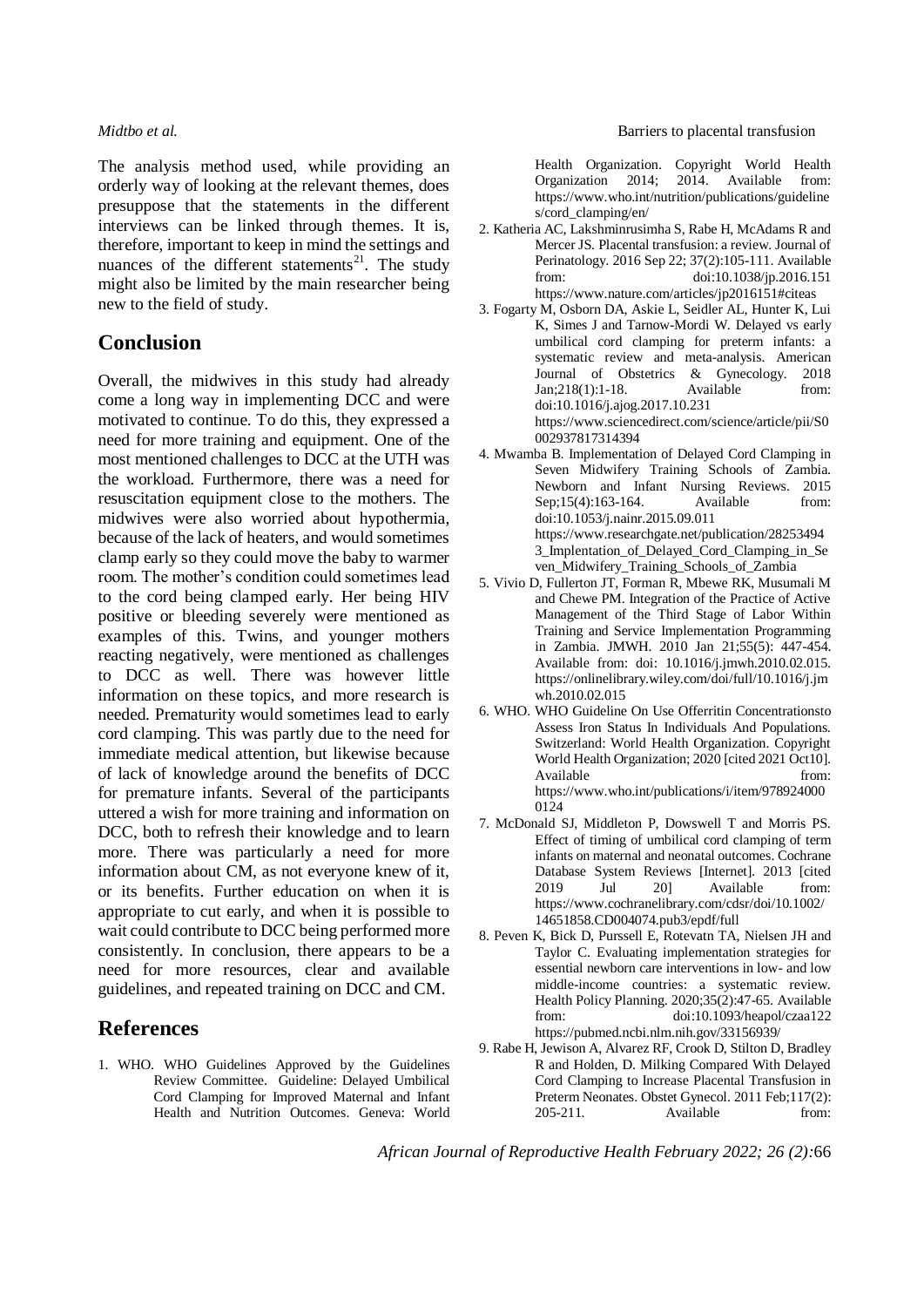The analysis method used, while providing an orderly way of looking at the relevant themes, does presuppose that the statements in the different interviews can be linked through themes. It is, therefore, important to keep in mind the settings and nuances of the different statements[21]. The study might also be limited by the main researcher being new to the field of study.

## Conclusion

Overall, the midwives in this study had already come a long way in implementing DCC and were motivated to continue. To do this, they expressed a need for more training and equipment. One of the most mentioned challenges to DCC at the UTH was the workload. Furthermore, there was a need for resuscitation equipment close to the mothers. The midwives were also worried about hypothermia, because of the lack of heaters, and would sometimes clamp early so they could move the baby to warmer room. The mother's condition could sometimes lead to the cord being clamped early. Her being HIV positive or bleeding severely were mentioned as examples of this. Twins, and younger mothers reacting negatively, were mentioned as challenges to DCC as well. There was however little information on these topics, and more research is needed. Prematurity would sometimes lead to early cord clamping. This was partly due to the need for immediate medical attention, but likewise because of lack of knowledge around the benefits of DCC for premature infants. Several of the participants uttered a wish for more training and information on DCC, both to refresh their knowledge and to learn more. There was particularly a need for more information about CM, as not everyone knew of it, or its benefits. Further education on when it is appropriate to cut early, and when it is possible to wait could contribute to DCC being performed more consistently. In conclusion, there appears to be a need for more resources, clear and available guidelines, and repeated training on DCC and CM.

## References

1. WHO. WHO Guidelines Approved by the Guidelines Review Committee. Guideline: Delayed Umbilical Cord Clamping for Improved Maternal and Infant Health and Nutrition Outcomes. Geneva: World Health Organization. Copyright World Health Organization 2014; 2014. Available from: https://www.who.int/nutrition/publications/guidelines/cord_clamping/en/
2. Katheria AC, Lakshminrusimha S, Rabe H, McAdams R and Mercer JS. Placental transfusion: a review. Journal of Perinatology. 2016 Sep 22; 37(2):105-111. Available from: doi:10.1038/jp.2016.151 https://www.nature.com/articles/jp2016151#citeas
3. Fogarty M, Osborn DA, Askie L, Seidler AL, Hunter K, Lui K, Simes J and Tarnow-Mordi W. Delayed vs early umbilical cord clamping for preterm infants: a systematic review and meta-analysis. American Journal of Obstetrics & Gynecology. 2018 Jan;218(1):1-18. Available from: doi:10.1016/j.ajog.2017.10.231 https://www.sciencedirect.com/science/article/pii/S0002937817314394
4. Mwamba B. Implementation of Delayed Cord Clamping in Seven Midwifery Training Schools of Zambia. Newborn and Infant Nursing Reviews. 2015 Sep;15(4):163-164. Available from: doi:10.1053/j.nainr.2015.09.011 https://www.researchgate.net/publication/282534943_Implentation_of_Delayed_Cord_Clamping_in_Seven_Midwifery_Training_Schools_of_Zambia
5. Vivio D, Fullerton JT, Forman R, Mbewe RK, Musumali M and Chewe PM. Integration of the Practice of Active Management of the Third Stage of Labor Within Training and Service Implementation Programming in Zambia. JMWH. 2010 Jan 21;55(5): 447-454. Available from: doi: 10.1016/j.jmwh.2010.02.015. https://onlinelibrary.wiley.com/doi/full/10.1016/j.jmwh.2010.02.015
6. WHO. WHO Guideline On Use Offerritin Concentrationsto Assess Iron Status In Individuals And Populations. Switzerland: World Health Organization. Copyright World Health Organization; 2020 [cited 2021 Oct10]. Available from: https://www.who.int/publications/i/item/9789240000124
7. McDonald SJ, Middleton P, Dowswell T and Morris PS. Effect of timing of umbilical cord clamping of term infants on maternal and neonatal outcomes. Cochrane Database System Reviews [Internet]. 2013 [cited 2019 Jul 20] Available from: https://www.cochranelibrary.com/cdsr/doi/10.1002/14651858.CD004074.pub3/epdf/full
8. Peven K, Bick D, Purssell E, Rotevatn TA, Nielsen JH and Taylor C. Evaluating implementation strategies for essential newborn care interventions in low- and low middle-income countries: a systematic review. Health Policy Planning. 2020;35(2):47-65. Available from: doi:10.1093/heapol/czaa122 https://pubmed.ncbi.nlm.nih.gov/33156939/
9. Rabe H, Jewison A, Alvarez RF, Crook D, Stilton D, Bradley R and Holden, D. Milking Compared With Delayed Cord Clamping to Increase Placental Transfusion in Preterm Neonates. Obstet Gynecol. 2011 Feb;117(2): 205-211. Available from: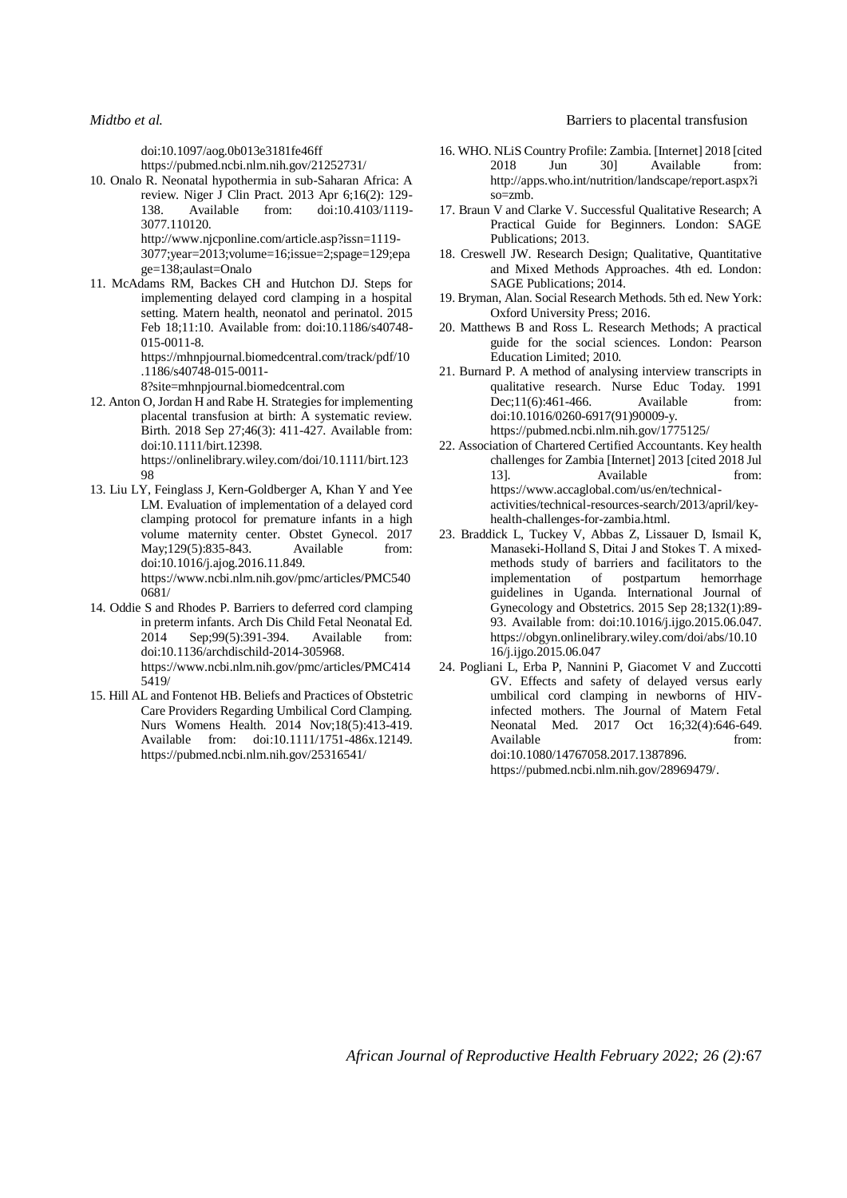doi:10.1097/aog.0b013e3181fe46ff https://pubmed.ncbi.nlm.nih.gov/21252731/

10. Onalo R. Neonatal hypothermia in sub-Saharan Africa: A review. Niger J Clin Pract. 2013 Apr 6;16(2): 129-138. Available from: doi:10.4103/1119-3077.110120. http://www.njcponline.com/article.asp?issn=1119-3077;year=2013;volume=16;issue=2;spage=129;epage=138;aulast=Onalo
11. McAdams RM, Backes CH and Hutchon DJ. Steps for implementing delayed cord clamping in a hospital setting. Matern health, neonatol and perinatol. 2015 Feb 18;11:10. Available from: doi:10.1186/s40748-015-0011-8. https://mhnpjournal.biomedcentral.com/track/pdf/10.1186/s40748-015-0011-8?site=mhnpjournal.biomedcentral.com
12. Anton O, Jordan H and Rabe H. Strategies for implementing placental transfusion at birth: A systematic review. Birth. 2018 Sep 27;46(3): 411-427. Available from: doi:10.1111/birt.12398. https://onlinelibrary.wiley.com/doi/10.1111/birt.12398
13. Liu LY, Feinglass J, Kern-Goldberger A, Khan Y and Yee LM. Evaluation of implementation of a delayed cord clamping protocol for premature infants in a high volume maternity center. Obstet Gynecol. 2017 May;129(5):835-843. Available from: doi:10.1016/j.ajog.2016.11.849. https://www.ncbi.nlm.nih.gov/pmc/articles/PMC5400681/
14. Oddie S and Rhodes P. Barriers to deferred cord clamping in preterm infants. Arch Dis Child Fetal Neonatal Ed. 2014 Sep;99(5):391-394. Available from: doi:10.1136/archdischild-2014-305968. https://www.ncbi.nlm.nih.gov/pmc/articles/PMC4145419/
15. Hill AL and Fontenot HB. Beliefs and Practices of Obstetric Care Providers Regarding Umbilical Cord Clamping. Nurs Womens Health. 2014 Nov;18(5):413-419. Available from: doi:10.1111/1751-486x.12149. https://pubmed.ncbi.nlm.nih.gov/25316541/
16. WHO. NLiS Country Profile: Zambia. [Internet] 2018 [cited 2018 Jun 30] Available from: http://apps.who.int/nutrition/landscape/report.aspx?iso=zmb.
17. Braun V and Clarke V. Successful Qualitative Research; A Practical Guide for Beginners. London: SAGE Publications; 2013.
18. Creswell JW. Research Design; Qualitative, Quantitative and Mixed Methods Approaches. 4th ed. London: SAGE Publications; 2014.
19. Bryman, Alan. Social Research Methods. 5th ed. New York: Oxford University Press; 2016.
20. Matthews B and Ross L. Research Methods; A practical guide for the social sciences. London: Pearson Education Limited; 2010.
21. Burnard P. A method of analysing interview transcripts in qualitative research. Nurse Educ Today. 1991 Dec;11(6):461-466. Available from: doi:10.1016/0260-6917(91)90009-y. https://pubmed.ncbi.nlm.nih.gov/1775125/
22. Association of Chartered Certified Accountants. Key health challenges for Zambia [Internet] 2013 [cited 2018 Jul 13]. Available from: https://www.accaglobal.com/us/en/technical-activities/technical-resources-search/2013/april/key-health-challenges-for-zambia.html.
23. Braddick L, Tuckey V, Abbas Z, Lissauer D, Ismail K, Manaseki-Holland S, Ditai J and Stokes T. A mixed-methods study of barriers and facilitators to the implementation of postpartum hemorrhage guidelines in Uganda. International Journal of Gynecology and Obstetrics. 2015 Sep 28;132(1):89-93. Available from: doi:10.1016/j.ijgo.2015.06.047. https://obgyn.onlinelibrary.wiley.com/doi/abs/10.1016/j.ijgo.2015.06.047
24. Pogliani L, Erba P, Nannini P, Giacomet V and Zuccotti GV. Effects and safety of delayed versus early umbilical cord clamping in newborns of HIV-infected mothers. The Journal of Matern Fetal Neonatal Med. 2017 Oct 16;32(4):646-649. Available from: doi:10.1080/14767058.2017.1387896. https://pubmed.ncbi.nlm.nih.gov/28969479/.